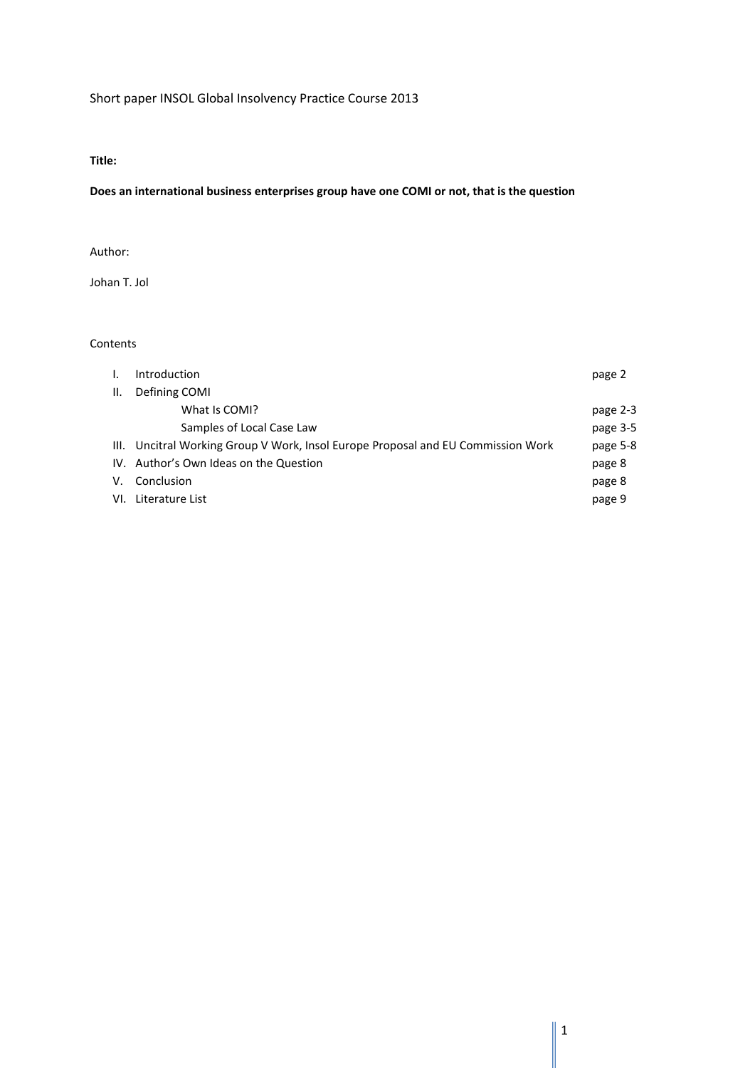Short paper INSOL Global Insolvency Practice Course 2013

**Title:**

**Does an international business enterprises group have one COMI or not, that is the question**

Author:

Johan T. Jol

Contents

| | | |
|---|---|---|
| I. | Introduction | page 2 |
| II. | Defining COMI | |
| | What Is COMI? | page 2-3 |
| | Samples of Local Case Law | page 3-5 |
| III. | Uncitral Working Group V Work, Insol Europe Proposal and EU Commission Work | page 5-8 |
| IV. | Author's Own Ideas on the Question | page 8 |
| V. | Conclusion | page 8 |
| VI. | Literature List | page 9 |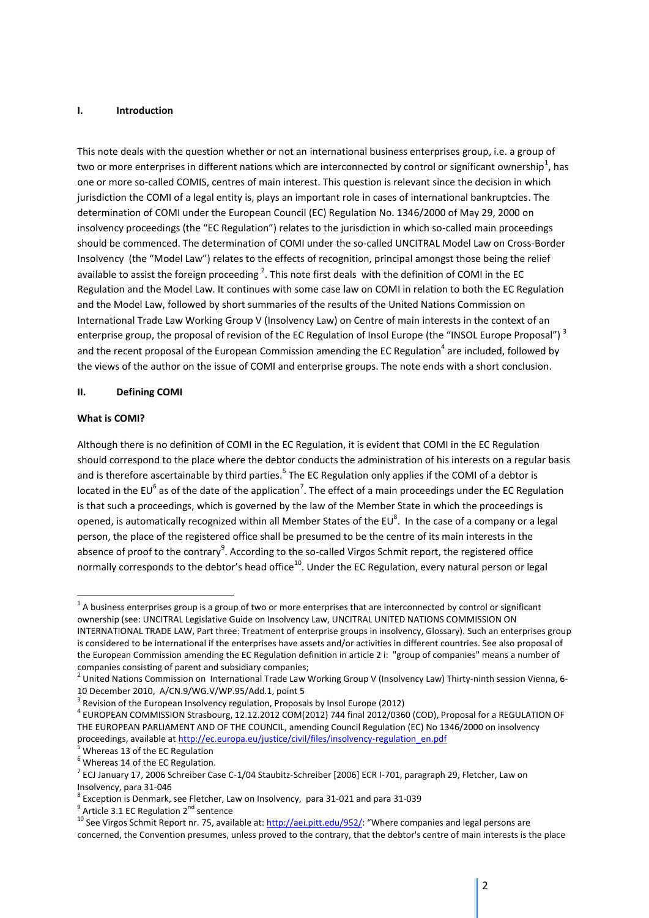## I. Introduction

This note deals with the question whether or not an international business enterprises group, i.e. a group of two or more enterprises in different nations which are interconnected by control or significant ownership[1], has one or more so-called COMIS, centres of main interest. This question is relevant since the decision in which jurisdiction the COMI of a legal entity is, plays an important role in cases of international bankruptcies. The determination of COMI under the European Council (EC) Regulation No. 1346/2000 of May 29, 2000 on insolvency proceedings (the "EC Regulation") relates to the jurisdiction in which so-called main proceedings should be commenced. The determination of COMI under the so-called UNCITRAL Model Law on Cross-Border Insolvency (the "Model Law") relates to the effects of recognition, principal amongst those being the relief available to assist the foreign proceeding [2]. This note first deals with the definition of COMI in the EC Regulation and the Model Law. It continues with some case law on COMI in relation to both the EC Regulation and the Model Law, followed by short summaries of the results of the United Nations Commission on International Trade Law Working Group V (Insolvency Law) on Centre of main interests in the context of an enterprise group, the proposal of revision of the EC Regulation of Insol Europe (the "INSOL Europe Proposal") [3] and the recent proposal of the European Commission amending the EC Regulation[4] are included, followed by the views of the author on the issue of COMI and enterprise groups. The note ends with a short conclusion.

## II. Defining COMI

### What is COMI?

Although there is no definition of COMI in the EC Regulation, it is evident that COMI in the EC Regulation should correspond to the place where the debtor conducts the administration of his interests on a regular basis and is therefore ascertainable by third parties.[5] The EC Regulation only applies if the COMI of a debtor is located in the EU[6] as of the date of the application[7]. The effect of a main proceedings under the EC Regulation is that such a proceedings, which is governed by the law of the Member State in which the proceedings is opened, is automatically recognized within all Member States of the EU[8]. In the case of a company or a legal person, the place of the registered office shall be presumed to be the centre of its main interests in the absence of proof to the contrary[9]. According to the so-called Virgos Schmit report, the registered office normally corresponds to the debtor's head office[10]. Under the EC Regulation, every natural person or legal

---

[1] A business enterprises group is a group of two or more enterprises that are interconnected by control or significant ownership (see: UNCITRAL Legislative Guide on Insolvency Law, UNCITRAL UNITED NATIONS COMMISSION ON INTERNATIONAL TRADE LAW, Part three: Treatment of enterprise groups in insolvency, Glossary). Such an enterprises group is considered to be international if the enterprises have assets and/or activities in different countries. See also proposal of the European Commission amending the EC Regulation definition in article 2 i: "group of companies" means a number of companies consisting of parent and subsidiary companies;

[2] United Nations Commission on International Trade Law Working Group V (Insolvency Law) Thirty-ninth session Vienna, 6-10 December 2010, A/CN.9/WG.V/WP.95/Add.1, point 5

[3] Revision of the European Insolvency regulation, Proposals by Insol Europe (2012)

[4] EUROPEAN COMMISSION Strasbourg, 12.12.2012 COM(2012) 744 final 2012/0360 (COD), Proposal for a REGULATION OF THE EUROPEAN PARLIAMENT AND OF THE COUNCIL, amending Council Regulation (EC) No 1346/2000 on insolvency proceedings, available at http://ec.europa.eu/justice/civil/files/insolvency-regulation_en.pdf

[5] Whereas 13 of the EC Regulation

[6] Whereas 14 of the EC Regulation.

[7] ECJ January 17, 2006 Schreiber Case C-1/04 Staubitz-Schreiber [2006] ECR I-701, paragraph 29, Fletcher, Law on Insolvency, para 31-046

[8] Exception is Denmark, see Fletcher, Law on Insolvency, para 31-021 and para 31-039

[9] Article 3.1 EC Regulation 2nd sentence

[10] See Virgos Schmit Report nr. 75, available at: http://aei.pitt.edu/952/: "Where companies and legal persons are concerned, the Convention presumes, unless proved to the contrary, that the debtor's centre of main interests is the place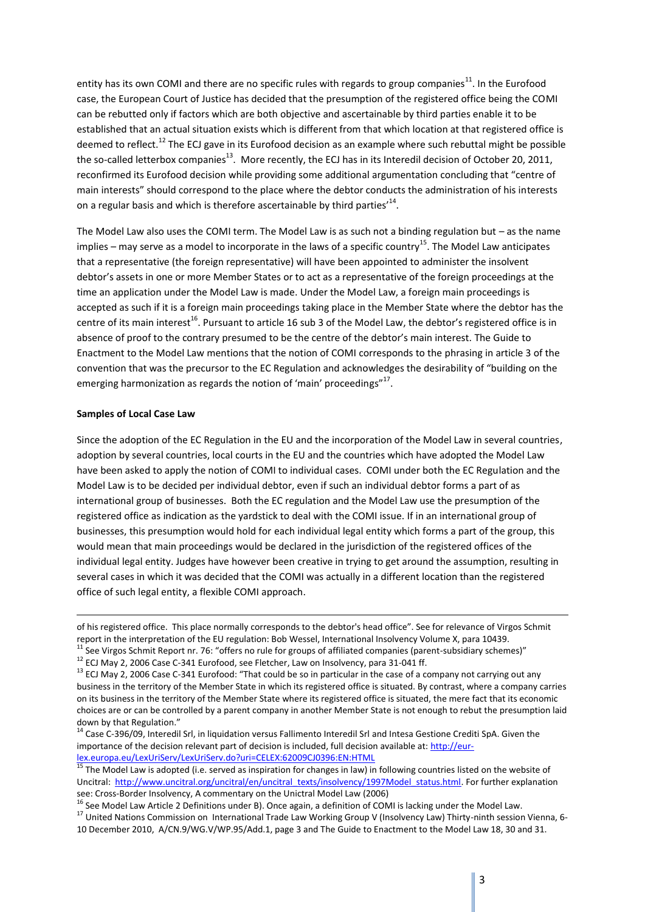entity has its own COMI and there are no specific rules with regards to group companies[11]. In the Eurofood case, the European Court of Justice has decided that the presumption of the registered office being the COMI can be rebutted only if factors which are both objective and ascertainable by third parties enable it to be established that an actual situation exists which is different from that which location at that registered office is deemed to reflect.[12] The ECJ gave in its Eurofood decision as an example where such rebuttal might be possible the so-called letterbox companies[13]. More recently, the ECJ has in its Interedil decision of October 20, 2011, reconfirmed its Eurofood decision while providing some additional argumentation concluding that "centre of main interests" should correspond to the place where the debtor conducts the administration of his interests on a regular basis and which is therefore ascertainable by third parties'[14].

The Model Law also uses the COMI term. The Model Law is as such not a binding regulation but – as the name implies – may serve as a model to incorporate in the laws of a specific country[15]. The Model Law anticipates that a representative (the foreign representative) will have been appointed to administer the insolvent debtor's assets in one or more Member States or to act as a representative of the foreign proceedings at the time an application under the Model Law is made. Under the Model Law, a foreign main proceedings is accepted as such if it is a foreign main proceedings taking place in the Member State where the debtor has the centre of its main interest[16]. Pursuant to article 16 sub 3 of the Model Law, the debtor's registered office is in absence of proof to the contrary presumed to be the centre of the debtor's main interest. The Guide to Enactment to the Model Law mentions that the notion of COMI corresponds to the phrasing in article 3 of the convention that was the precursor to the EC Regulation and acknowledges the desirability of "building on the emerging harmonization as regards the notion of 'main' proceedings"[17].

**Samples of Local Case Law**

Since the adoption of the EC Regulation in the EU and the incorporation of the Model Law in several countries, adoption by several countries, local courts in the EU and the countries which have adopted the Model Law have been asked to apply the notion of COMI to individual cases. COMI under both the EC Regulation and the Model Law is to be decided per individual debtor, even if such an individual debtor forms a part of as international group of businesses. Both the EC regulation and the Model Law use the presumption of the registered office as indication as the yardstick to deal with the COMI issue. If in an international group of businesses, this presumption would hold for each individual legal entity which forms a part of the group, this would mean that main proceedings would be declared in the jurisdiction of the registered offices of the individual legal entity. Judges have however been creative in trying to get around the assumption, resulting in several cases in which it was decided that the COMI was actually in a different location than the registered office of such legal entity, a flexible COMI approach.

---

of his registered office. This place normally corresponds to the debtor's head office". See for relevance of Virgos Schmit report in the interpretation of the EU regulation: Bob Wessel, International Insolvency Volume X, para 10439.

[11] See Virgos Schmit Report nr. 76: "offers no rule for groups of affiliated companies (parent-subsidiary schemes)"

[12] ECJ May 2, 2006 Case C-341 Eurofood, see Fletcher, Law on Insolvency, para 31-041 ff.

[13] ECJ May 2, 2006 Case C-341 Eurofood: "That could be so in particular in the case of a company not carrying out any business in the territory of the Member State in which its registered office is situated. By contrast, where a company carries on its business in the territory of the Member State where its registered office is situated, the mere fact that its economic choices are or can be controlled by a parent company in another Member State is not enough to rebut the presumption laid down by that Regulation."

[14] Case C-396/09, Interedil Srl, in liquidation versus Fallimento Interedil Srl and Intesa Gestione Crediti SpA. Given the importance of the decision relevant part of decision is included, full decision available at: http://eur-lex.europa.eu/LexUriServ/LexUriServ.do?uri=CELEX:62009CJ0396:EN:HTML

[15] The Model Law is adopted (i.e. served as inspiration for changes in law) in following countries listed on the website of Uncitral: http://www.uncitral.org/uncitral/en/uncitral_texts/insolvency/1997Model_status.html. For further explanation see: Cross-Border Insolvency, A commentary on the Unictral Model Law (2006)

[16] See Model Law Article 2 Definitions under B). Once again, a definition of COMI is lacking under the Model Law.

[17] United Nations Commission on International Trade Law Working Group V (Insolvency Law) Thirty-ninth session Vienna, 6-10 December 2010, A/CN.9/WG.V/WP.95/Add.1, page 3 and The Guide to Enactment to the Model Law 18, 30 and 31.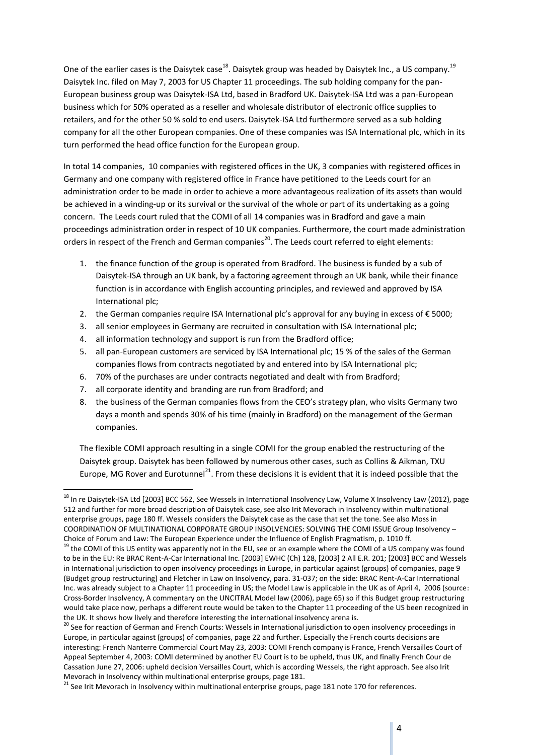One of the earlier cases is the Daisytek case[18]. Daisytek group was headed by Daisytek Inc., a US company.[19] Daisytek Inc. filed on May 7, 2003 for US Chapter 11 proceedings. The sub holding company for the pan-European business group was Daisytek-ISA Ltd, based in Bradford UK. Daisytek-ISA Ltd was a pan-European business which for 50% operated as a reseller and wholesale distributor of electronic office supplies to retailers, and for the other 50 % sold to end users. Daisytek-ISA Ltd furthermore served as a sub holding company for all the other European companies. One of these companies was ISA International plc, which in its turn performed the head office function for the European group.

In total 14 companies, 10 companies with registered offices in the UK, 3 companies with registered offices in Germany and one company with registered office in France have petitioned to the Leeds court for an administration order to be made in order to achieve a more advantageous realization of its assets than would be achieved in a winding-up or its survival or the survival of the whole or part of its undertaking as a going concern. The Leeds court ruled that the COMI of all 14 companies was in Bradford and gave a main proceedings administration order in respect of 10 UK companies. Furthermore, the court made administration orders in respect of the French and German companies[20]. The Leeds court referred to eight elements:

1. the finance function of the group is operated from Bradford. The business is funded by a sub of Daisytek-ISA through an UK bank, by a factoring agreement through an UK bank, while their finance function is in accordance with English accounting principles, and reviewed and approved by ISA International plc;
2. the German companies require ISA International plc's approval for any buying in excess of € 5000;
3. all senior employees in Germany are recruited in consultation with ISA International plc;
4. all information technology and support is run from the Bradford office;
5. all pan-European customers are serviced by ISA International plc; 15 % of the sales of the German companies flows from contracts negotiated by and entered into by ISA International plc;
6. 70% of the purchases are under contracts negotiated and dealt with from Bradford;
7. all corporate identity and branding are run from Bradford; and
8. the business of the German companies flows from the CEO's strategy plan, who visits Germany two days a month and spends 30% of his time (mainly in Bradford) on the management of the German companies.

The flexible COMI approach resulting in a single COMI for the group enabled the restructuring of the Daisytek group. Daisytek has been followed by numerous other cases, such as Collins & Aikman, TXU Europe, MG Rover and Eurotunnel[21]. From these decisions it is evident that it is indeed possible that the

---

[18] In re Daisytek-ISA Ltd [2003] BCC 562, See Wessels in International Insolvency Law, Volume X Insolvency Law (2012), page 512 and further for more broad description of Daisytek case, see also Irit Mevorach in Insolvency within multinational enterprise groups, page 180 ff. Wessels considers the Daisytek case as the case that set the tone. See also Moss in COORDINATION OF MULTINATIONAL CORPORATE GROUP INSOLVENCIES: SOLVING THE COMI ISSUE Group Insolvency – Choice of Forum and Law: The European Experience under the Influence of English Pragmatism, p. 1010 ff.

[19] the COMI of this US entity was apparently not in the EU, see or an example where the COMI of a US company was found to be in the EU: Re BRAC Rent-A-Car International Inc. [2003] EWHC (Ch) 128, [2003] 2 All E.R. 201; [2003] BCC and Wessels in International jurisdiction to open insolvency proceedings in Europe, in particular against (groups) of companies, page 9 (Budget group restructuring) and Fletcher in Law on Insolvency, para. 31-037; on the side: BRAC Rent-A-Car International Inc. was already subject to a Chapter 11 proceeding in US; the Model Law is applicable in the UK as of April 4, 2006 (source: Cross-Border Insolvency, A commentary on the UNCITRAL Model law (2006), page 65) so if this Budget group restructuring would take place now, perhaps a different route would be taken to the Chapter 11 proceeding of the US been recognized in the UK. It shows how lively and therefore interesting the international insolvency arena is.

[20] See for reaction of German and French Courts: Wessels in International jurisdiction to open insolvency proceedings in Europe, in particular against (groups) of companies, page 22 and further. Especially the French courts decisions are interesting: French Nanterre Commercial Court May 23, 2003: COMI French company is France, French Versailles Court of Appeal September 4, 2003: COMI determined by another EU Court is to be upheld, thus UK, and finally French Cour de Cassation June 27, 2006: upheld decision Versailles Court, which is according Wessels, the right approach. See also Irit Mevorach in Insolvency within multinational enterprise groups, page 181.

[21] See Irit Mevorach in Insolvency within multinational enterprise groups, page 181 note 170 for references.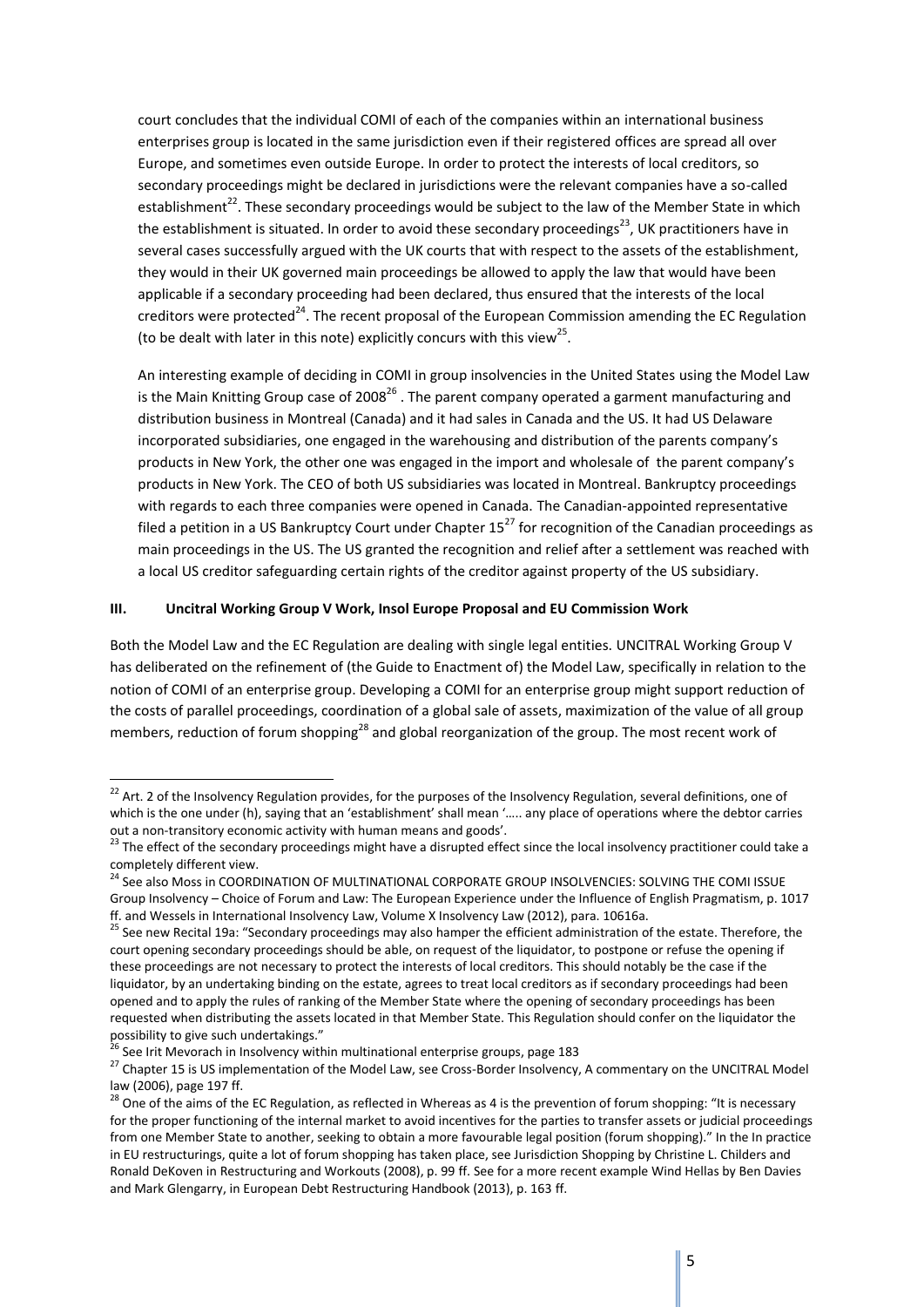court concludes that the individual COMI of each of the companies within an international business enterprises group is located in the same jurisdiction even if their registered offices are spread all over Europe, and sometimes even outside Europe. In order to protect the interests of local creditors, so secondary proceedings might be declared in jurisdictions were the relevant companies have a so-called establishment[22]. These secondary proceedings would be subject to the law of the Member State in which the establishment is situated. In order to avoid these secondary proceedings[23], UK practitioners have in several cases successfully argued with the UK courts that with respect to the assets of the establishment, they would in their UK governed main proceedings be allowed to apply the law that would have been applicable if a secondary proceeding had been declared, thus ensured that the interests of the local creditors were protected[24]. The recent proposal of the European Commission amending the EC Regulation (to be dealt with later in this note) explicitly concurs with this view[25].

An interesting example of deciding in COMI in group insolvencies in the United States using the Model Law is the Main Knitting Group case of 2008[26] . The parent company operated a garment manufacturing and distribution business in Montreal (Canada) and it had sales in Canada and the US. It had US Delaware incorporated subsidiaries, one engaged in the warehousing and distribution of the parents company's products in New York, the other one was engaged in the import and wholesale of the parent company's products in New York. The CEO of both US subsidiaries was located in Montreal. Bankruptcy proceedings with regards to each three companies were opened in Canada. The Canadian-appointed representative filed a petition in a US Bankruptcy Court under Chapter 15[27] for recognition of the Canadian proceedings as main proceedings in the US. The US granted the recognition and relief after a settlement was reached with a local US creditor safeguarding certain rights of the creditor against property of the US subsidiary.

### III. Uncitral Working Group V Work, Insol Europe Proposal and EU Commission Work

Both the Model Law and the EC Regulation are dealing with single legal entities. UNCITRAL Working Group V has deliberated on the refinement of (the Guide to Enactment of) the Model Law, specifically in relation to the notion of COMI of an enterprise group. Developing a COMI for an enterprise group might support reduction of the costs of parallel proceedings, coordination of a global sale of assets, maximization of the value of all group members, reduction of forum shopping[28] and global reorganization of the group. The most recent work of

---

[22] Art. 2 of the Insolvency Regulation provides, for the purposes of the Insolvency Regulation, several definitions, one of which is the one under (h), saying that an 'establishment' shall mean '….. any place of operations where the debtor carries out a non-transitory economic activity with human means and goods'.

[23] The effect of the secondary proceedings might have a disrupted effect since the local insolvency practitioner could take a completely different view.

[24] See also Moss in COORDINATION OF MULTINATIONAL CORPORATE GROUP INSOLVENCIES: SOLVING THE COMI ISSUE Group Insolvency – Choice of Forum and Law: The European Experience under the Influence of English Pragmatism, p. 1017 ff. and Wessels in International Insolvency Law, Volume X Insolvency Law (2012), para. 10616a.

[25] See new Recital 19a: "Secondary proceedings may also hamper the efficient administration of the estate. Therefore, the court opening secondary proceedings should be able, on request of the liquidator, to postpone or refuse the opening if these proceedings are not necessary to protect the interests of local creditors. This should notably be the case if the liquidator, by an undertaking binding on the estate, agrees to treat local creditors as if secondary proceedings had been opened and to apply the rules of ranking of the Member State where the opening of secondary proceedings has been requested when distributing the assets located in that Member State. This Regulation should confer on the liquidator the possibility to give such undertakings."

[26] See Irit Mevorach in Insolvency within multinational enterprise groups, page 183

[27] Chapter 15 is US implementation of the Model Law, see Cross-Border Insolvency, A commentary on the UNCITRAL Model law (2006), page 197 ff.

[28] One of the aims of the EC Regulation, as reflected in Whereas as 4 is the prevention of forum shopping: "It is necessary for the proper functioning of the internal market to avoid incentives for the parties to transfer assets or judicial proceedings from one Member State to another, seeking to obtain a more favourable legal position (forum shopping)." In the In practice in EU restructurings, quite a lot of forum shopping has taken place, see Jurisdiction Shopping by Christine L. Childers and Ronald DeKoven in Restructuring and Workouts (2008), p. 99 ff. See for a more recent example Wind Hellas by Ben Davies and Mark Glengarry, in European Debt Restructuring Handbook (2013), p. 163 ff.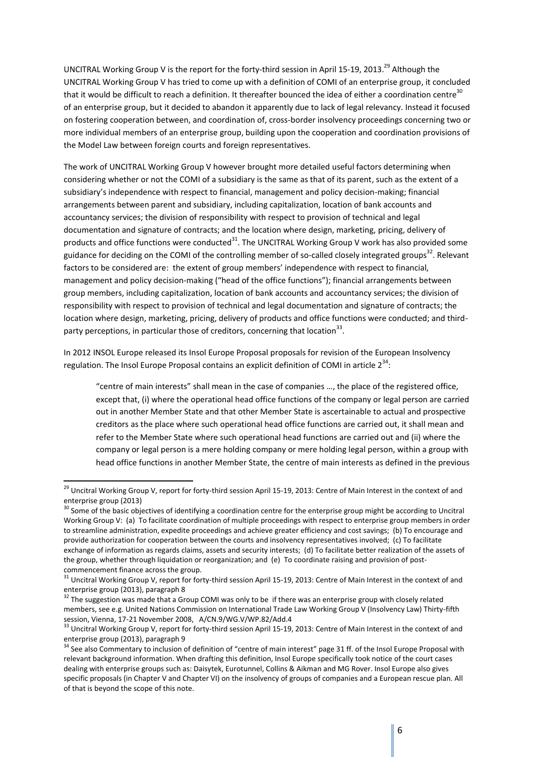UNCITRAL Working Group V is the report for the forty-third session in April 15-19, 2013.[29] Although the UNCITRAL Working Group V has tried to come up with a definition of COMI of an enterprise group, it concluded that it would be difficult to reach a definition. It thereafter bounced the idea of either a coordination centre[30] of an enterprise group, but it decided to abandon it apparently due to lack of legal relevancy. Instead it focused on fostering cooperation between, and coordination of, cross-border insolvency proceedings concerning two or more individual members of an enterprise group, building upon the cooperation and coordination provisions of the Model Law between foreign courts and foreign representatives.

The work of UNCITRAL Working Group V however brought more detailed useful factors determining when considering whether or not the COMI of a subsidiary is the same as that of its parent, such as the extent of a subsidiary's independence with respect to financial, management and policy decision-making; financial arrangements between parent and subsidiary, including capitalization, location of bank accounts and accountancy services; the division of responsibility with respect to provision of technical and legal documentation and signature of contracts; and the location where design, marketing, pricing, delivery of products and office functions were conducted[31]. The UNCITRAL Working Group V work has also provided some guidance for deciding on the COMI of the controlling member of so-called closely integrated groups[32]. Relevant factors to be considered are: the extent of group members' independence with respect to financial, management and policy decision-making ("head of the office functions"); financial arrangements between group members, including capitalization, location of bank accounts and accountancy services; the division of responsibility with respect to provision of technical and legal documentation and signature of contracts; the location where design, marketing, pricing, delivery of products and office functions were conducted; and third-party perceptions, in particular those of creditors, concerning that location[33].

In 2012 INSOL Europe released its Insol Europe Proposal proposals for revision of the European Insolvency regulation. The Insol Europe Proposal contains an explicit definition of COMI in article 2[34]:

> "centre of main interests" shall mean in the case of companies …, the place of the registered office, except that, (i) where the operational head office functions of the company or legal person are carried out in another Member State and that other Member State is ascertainable to actual and prospective creditors as the place where such operational head office functions are carried out, it shall mean and refer to the Member State where such operational head functions are carried out and (ii) where the company or legal person is a mere holding company or mere holding legal person, within a group with head office functions in another Member State, the centre of main interests as defined in the previous

---

[29] Uncitral Working Group V, report for forty-third session April 15-19, 2013: Centre of Main Interest in the context of and enterprise group (2013)

[30] Some of the basic objectives of identifying a coordination centre for the enterprise group might be according to Uncitral Working Group V: (a) To facilitate coordination of multiple proceedings with respect to enterprise group members in order to streamline administration, expedite proceedings and achieve greater efficiency and cost savings; (b) To encourage and provide authorization for cooperation between the courts and insolvency representatives involved; (c) To facilitate exchange of information as regards claims, assets and security interests; (d) To facilitate better realization of the assets of the group, whether through liquidation or reorganization; and (e) To coordinate raising and provision of post-commencement finance across the group.

[31] Uncitral Working Group V, report for forty-third session April 15-19, 2013: Centre of Main Interest in the context of and enterprise group (2013), paragraph 8

[32] The suggestion was made that a Group COMI was only to be if there was an enterprise group with closely related members, see e.g. United Nations Commission on International Trade Law Working Group V (Insolvency Law) Thirty-fifth session, Vienna, 17-21 November 2008, A/CN.9/WG.V/WP.82/Add.4

[33] Uncitral Working Group V, report for forty-third session April 15-19, 2013: Centre of Main Interest in the context of and enterprise group (2013), paragraph 9

[34] See also Commentary to inclusion of definition of "centre of main interest" page 31 ff. of the Insol Europe Proposal with relevant background information. When drafting this definition, Insol Europe specifically took notice of the court cases dealing with enterprise groups such as: Daisytek, Eurotunnel, Collins & Aikman and MG Rover. Insol Europe also gives specific proposals (in Chapter V and Chapter VI) on the insolvency of groups of companies and a European rescue plan. All of that is beyond the scope of this note.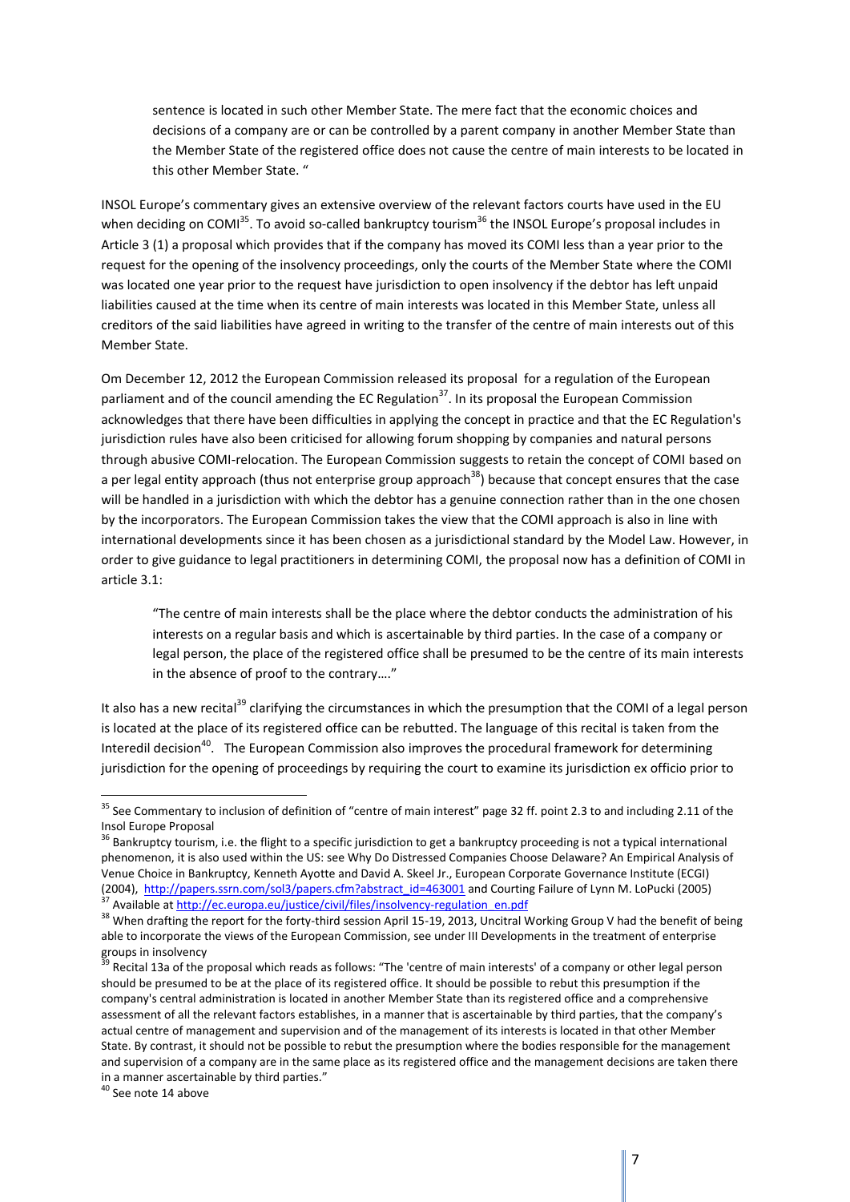> sentence is located in such other Member State. The mere fact that the economic choices and decisions of a company are or can be controlled by a parent company in another Member State than the Member State of the registered office does not cause the centre of main interests to be located in this other Member State. "

INSOL Europe's commentary gives an extensive overview of the relevant factors courts have used in the EU when deciding on COMI[35]. To avoid so-called bankruptcy tourism[36] the INSOL Europe's proposal includes in Article 3 (1) a proposal which provides that if the company has moved its COMI less than a year prior to the request for the opening of the insolvency proceedings, only the courts of the Member State where the COMI was located one year prior to the request have jurisdiction to open insolvency if the debtor has left unpaid liabilities caused at the time when its centre of main interests was located in this Member State, unless all creditors of the said liabilities have agreed in writing to the transfer of the centre of main interests out of this Member State.

Om December 12, 2012 the European Commission released its proposal for a regulation of the European parliament and of the council amending the EC Regulation[37]. In its proposal the European Commission acknowledges that there have been difficulties in applying the concept in practice and that the EC Regulation's jurisdiction rules have also been criticised for allowing forum shopping by companies and natural persons through abusive COMI-relocation. The European Commission suggests to retain the concept of COMI based on a per legal entity approach (thus not enterprise group approach[38]) because that concept ensures that the case will be handled in a jurisdiction with which the debtor has a genuine connection rather than in the one chosen by the incorporators. The European Commission takes the view that the COMI approach is also in line with international developments since it has been chosen as a jurisdictional standard by the Model Law. However, in order to give guidance to legal practitioners in determining COMI, the proposal now has a definition of COMI in article 3.1:

> "The centre of main interests shall be the place where the debtor conducts the administration of his interests on a regular basis and which is ascertainable by third parties. In the case of a company or legal person, the place of the registered office shall be presumed to be the centre of its main interests in the absence of proof to the contrary…."

It also has a new recital[39] clarifying the circumstances in which the presumption that the COMI of a legal person is located at the place of its registered office can be rebutted. The language of this recital is taken from the Interedil decision[40]. The European Commission also improves the procedural framework for determining jurisdiction for the opening of proceedings by requiring the court to examine its jurisdiction ex officio prior to

---

[35] See Commentary to inclusion of definition of "centre of main interest" page 32 ff. point 2.3 to and including 2.11 of the Insol Europe Proposal

[36] Bankruptcy tourism, i.e. the flight to a specific jurisdiction to get a bankruptcy proceeding is not a typical international phenomenon, it is also used within the US: see Why Do Distressed Companies Choose Delaware? An Empirical Analysis of Venue Choice in Bankruptcy, Kenneth Ayotte and David A. Skeel Jr., European Corporate Governance Institute (ECGI) (2004), http://papers.ssrn.com/sol3/papers.cfm?abstract_id=463001 and Courting Failure of Lynn M. LoPucki (2005)

[37] Available at http://ec.europa.eu/justice/civil/files/insolvency-regulation_en.pdf

[38] When drafting the report for the forty-third session April 15-19, 2013, Uncitral Working Group V had the benefit of being able to incorporate the views of the European Commission, see under III Developments in the treatment of enterprise groups in insolvency

[39] Recital 13a of the proposal which reads as follows: "The 'centre of main interests' of a company or other legal person should be presumed to be at the place of its registered office. It should be possible to rebut this presumption if the company's central administration is located in another Member State than its registered office and a comprehensive assessment of all the relevant factors establishes, in a manner that is ascertainable by third parties, that the company's actual centre of management and supervision and of the management of its interests is located in that other Member State. By contrast, it should not be possible to rebut the presumption where the bodies responsible for the management and supervision of a company are in the same place as its registered office and the management decisions are taken there in a manner ascertainable by third parties."

[40] See note 14 above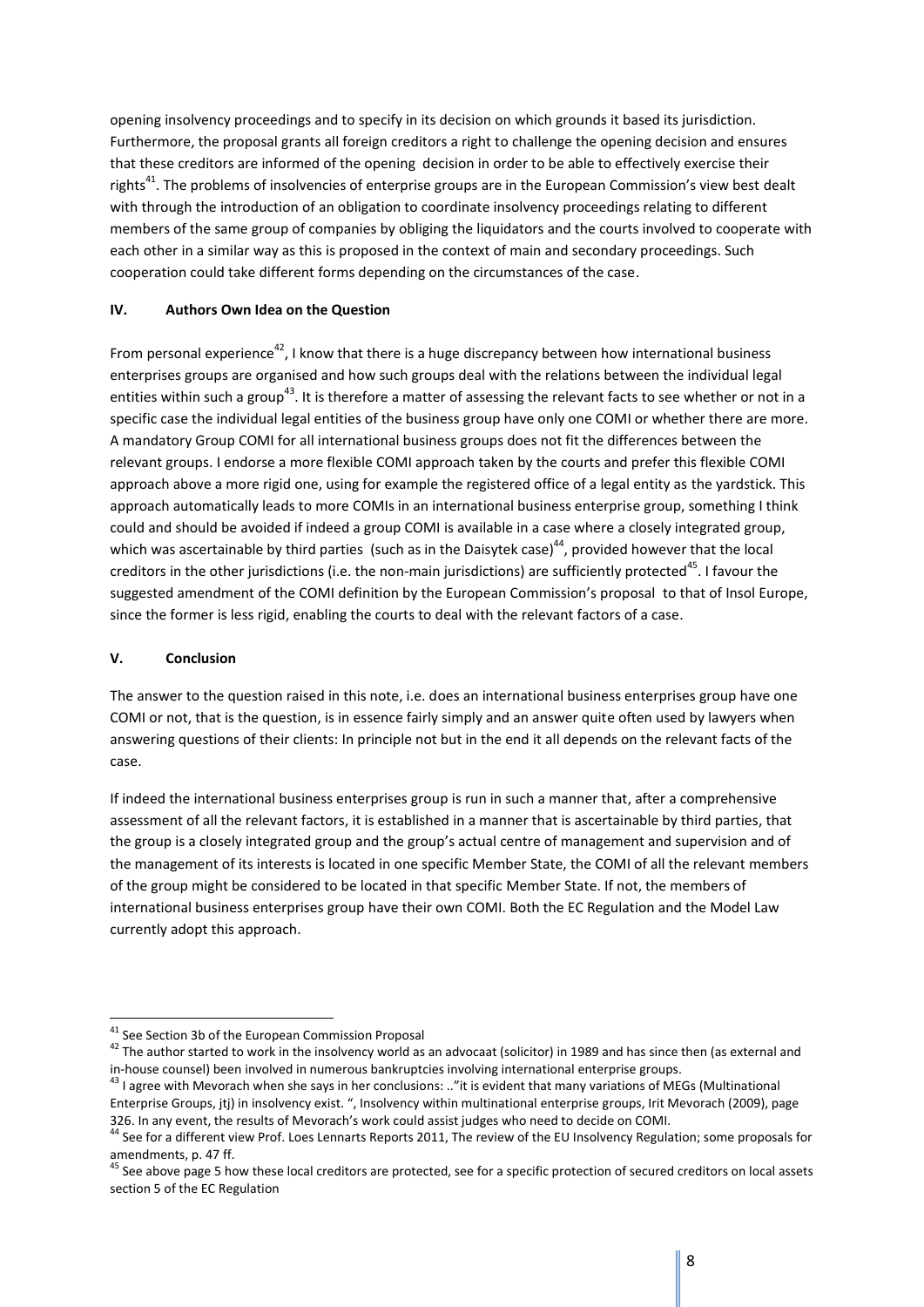opening insolvency proceedings and to specify in its decision on which grounds it based its jurisdiction. Furthermore, the proposal grants all foreign creditors a right to challenge the opening decision and ensures that these creditors are informed of the opening decision in order to be able to effectively exercise their rights[41]. The problems of insolvencies of enterprise groups are in the European Commission's view best dealt with through the introduction of an obligation to coordinate insolvency proceedings relating to different members of the same group of companies by obliging the liquidators and the courts involved to cooperate with each other in a similar way as this is proposed in the context of main and secondary proceedings. Such cooperation could take different forms depending on the circumstances of the case.

## IV. Authors Own Idea on the Question

From personal experience[42], I know that there is a huge discrepancy between how international business enterprises groups are organised and how such groups deal with the relations between the individual legal entities within such a group[43]. It is therefore a matter of assessing the relevant facts to see whether or not in a specific case the individual legal entities of the business group have only one COMI or whether there are more. A mandatory Group COMI for all international business groups does not fit the differences between the relevant groups. I endorse a more flexible COMI approach taken by the courts and prefer this flexible COMI approach above a more rigid one, using for example the registered office of a legal entity as the yardstick. This approach automatically leads to more COMIs in an international business enterprise group, something I think could and should be avoided if indeed a group COMI is available in a case where a closely integrated group, which was ascertainable by third parties (such as in the Daisytek case)[44], provided however that the local creditors in the other jurisdictions (i.e. the non-main jurisdictions) are sufficiently protected[45]. I favour the suggested amendment of the COMI definition by the European Commission's proposal to that of Insol Europe, since the former is less rigid, enabling the courts to deal with the relevant factors of a case.

## V. Conclusion

The answer to the question raised in this note, i.e. does an international business enterprises group have one COMI or not, that is the question, is in essence fairly simply and an answer quite often used by lawyers when answering questions of their clients: In principle not but in the end it all depends on the relevant facts of the case.

If indeed the international business enterprises group is run in such a manner that, after a comprehensive assessment of all the relevant factors, it is established in a manner that is ascertainable by third parties, that the group is a closely integrated group and the group's actual centre of management and supervision and of the management of its interests is located in one specific Member State, the COMI of all the relevant members of the group might be considered to be located in that specific Member State. If not, the members of international business enterprises group have their own COMI. Both the EC Regulation and the Model Law currently adopt this approach.

---

[41] See Section 3b of the European Commission Proposal

[42] The author started to work in the insolvency world as an advocaat (solicitor) in 1989 and has since then (as external and in-house counsel) been involved in numerous bankruptcies involving international enterprise groups.

[43] I agree with Mevorach when she says in her conclusions: .."it is evident that many variations of MEGs (Multinational Enterprise Groups, jtj) in insolvency exist. ", Insolvency within multinational enterprise groups, Irit Mevorach (2009), page 326. In any event, the results of Mevorach's work could assist judges who need to decide on COMI.

[44] See for a different view Prof. Loes Lennarts Reports 2011, The review of the EU Insolvency Regulation; some proposals for amendments, p. 47 ff.

[45] See above page 5 how these local creditors are protected, see for a specific protection of secured creditors on local assets section 5 of the EC Regulation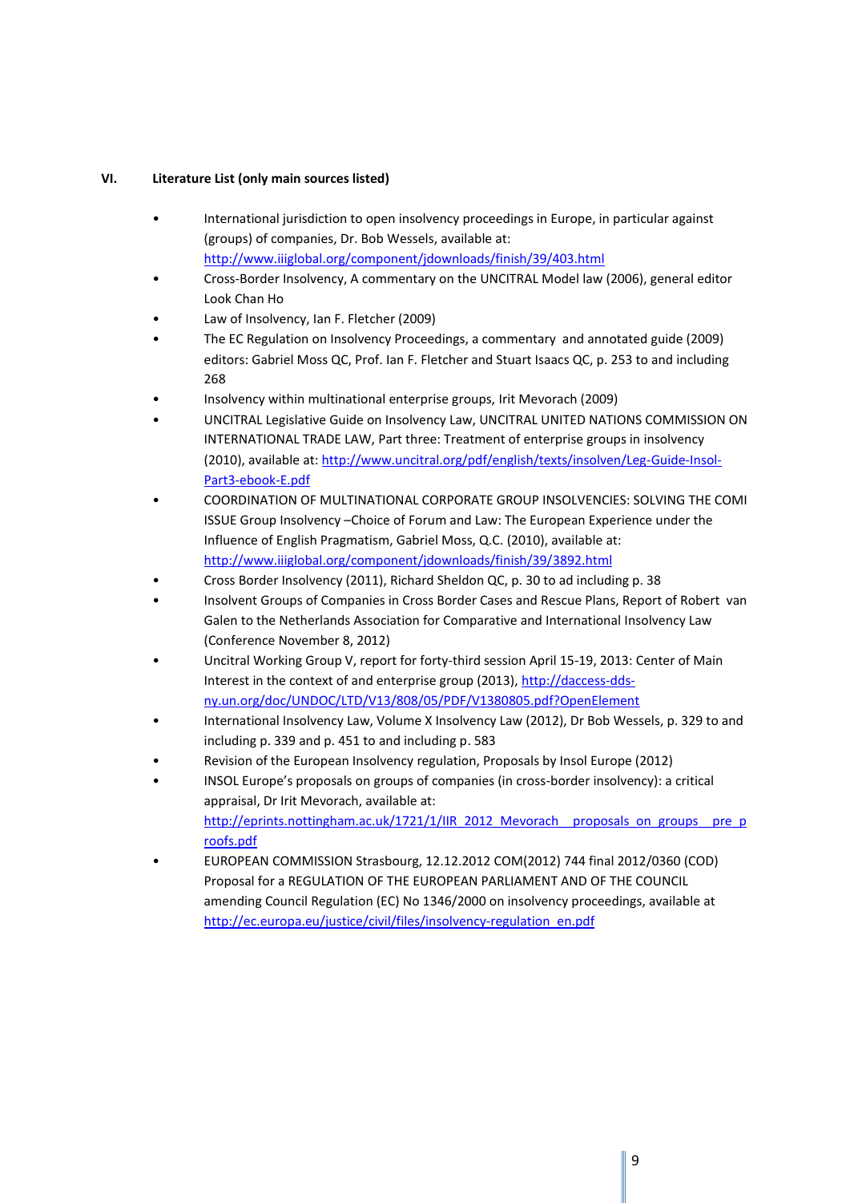## VI. Literature List (only main sources listed)

- International jurisdiction to open insolvency proceedings in Europe, in particular against (groups) of companies, Dr. Bob Wessels, available at: http://www.iiiglobal.org/component/jdownloads/finish/39/403.html
- Cross-Border Insolvency, A commentary on the UNCITRAL Model law (2006), general editor Look Chan Ho
- Law of Insolvency, Ian F. Fletcher (2009)
- The EC Regulation on Insolvency Proceedings, a commentary and annotated guide (2009) editors: Gabriel Moss QC, Prof. Ian F. Fletcher and Stuart Isaacs QC, p. 253 to and including 268
- Insolvency within multinational enterprise groups, Irit Mevorach (2009)
- UNCITRAL Legislative Guide on Insolvency Law, UNCITRAL UNITED NATIONS COMMISSION ON INTERNATIONAL TRADE LAW, Part three: Treatment of enterprise groups in insolvency (2010), available at: http://www.uncitral.org/pdf/english/texts/insolven/Leg-Guide-Insol-Part3-ebook-E.pdf
- COORDINATION OF MULTINATIONAL CORPORATE GROUP INSOLVENCIES: SOLVING THE COMI ISSUE Group Insolvency –Choice of Forum and Law: The European Experience under the Influence of English Pragmatism, Gabriel Moss, Q.C. (2010), available at: http://www.iiiglobal.org/component/jdownloads/finish/39/3892.html
- Cross Border Insolvency (2011), Richard Sheldon QC, p. 30 to ad including p. 38
- Insolvent Groups of Companies in Cross Border Cases and Rescue Plans, Report of Robert van Galen to the Netherlands Association for Comparative and International Insolvency Law (Conference November 8, 2012)
- Uncitral Working Group V, report for forty-third session April 15-19, 2013: Center of Main Interest in the context of and enterprise group (2013), http://daccess-dds-ny.un.org/doc/UNDOC/LTD/V13/808/05/PDF/V1380805.pdf?OpenElement
- International Insolvency Law, Volume X Insolvency Law (2012), Dr Bob Wessels, p. 329 to and including p. 339 and p. 451 to and including p. 583
- Revision of the European Insolvency regulation, Proposals by Insol Europe (2012)
- INSOL Europe's proposals on groups of companies (in cross-border insolvency): a critical appraisal, Dr Irit Mevorach, available at: http://eprints.nottingham.ac.uk/1721/1/IIR_2012_Mevorach__proposals_on_groups__pre_proofs.pdf
- EUROPEAN COMMISSION Strasbourg, 12.12.2012 COM(2012) 744 final 2012/0360 (COD) Proposal for a REGULATION OF THE EUROPEAN PARLIAMENT AND OF THE COUNCIL amending Council Regulation (EC) No 1346/2000 on insolvency proceedings, available at http://ec.europa.eu/justice/civil/files/insolvency-regulation_en.pdf